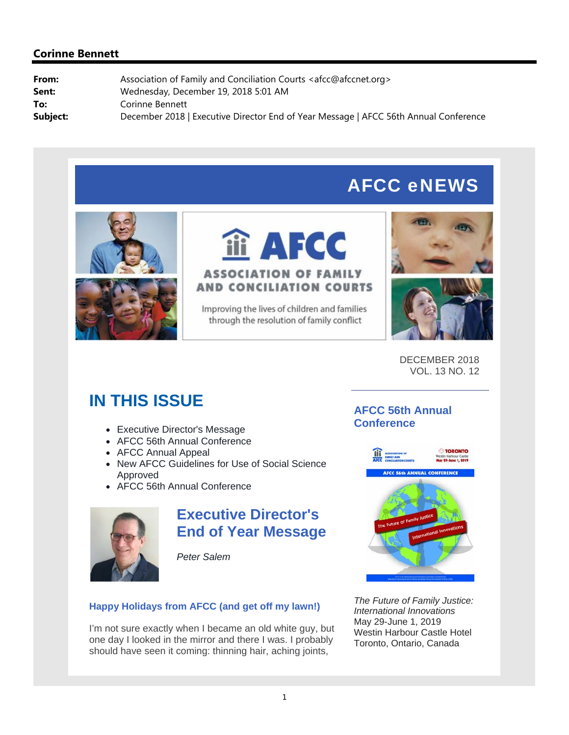**Corinne Bennett**

| | |
|---|---|
| **From:** | Association of Family and Conciliation Courts <afcc@afccnet.org> |
| **Sent:** | Wednesday, December 19, 2018 5:01 AM |
| **To:** | Corinne Bennett |
| **Subject:** | December 2018 \| Executive Director End of Year Message \| AFCC 56th Annual Conference |

# AFCC eNEWS

AFCC
ASSOCIATION OF FAMILY AND CONCILIATION COURTS
Improving the lives of children and families through the resolution of family conflict

DECEMBER 2018
VOL. 13 NO. 12

## IN THIS ISSUE

- Executive Director's Message
- AFCC 56th Annual Conference
- AFCC Annual Appeal
- New AFCC Guidelines for Use of Social Science Approved
- AFCC 56th Annual Conference

## Executive Director's End of Year Message

*Peter Salem*

### Happy Holidays from AFCC (and get off my lawn!)

I'm not sure exactly when I became an old white guy, but one day I looked in the mirror and there I was. I probably should have seen it coming: thinning hair, aching joints,

## AFCC 56th Annual Conference

*The Future of Family Justice: International Innovations*
May 29-June 1, 2019
Westin Harbour Castle Hotel
Toronto, Ontario, Canada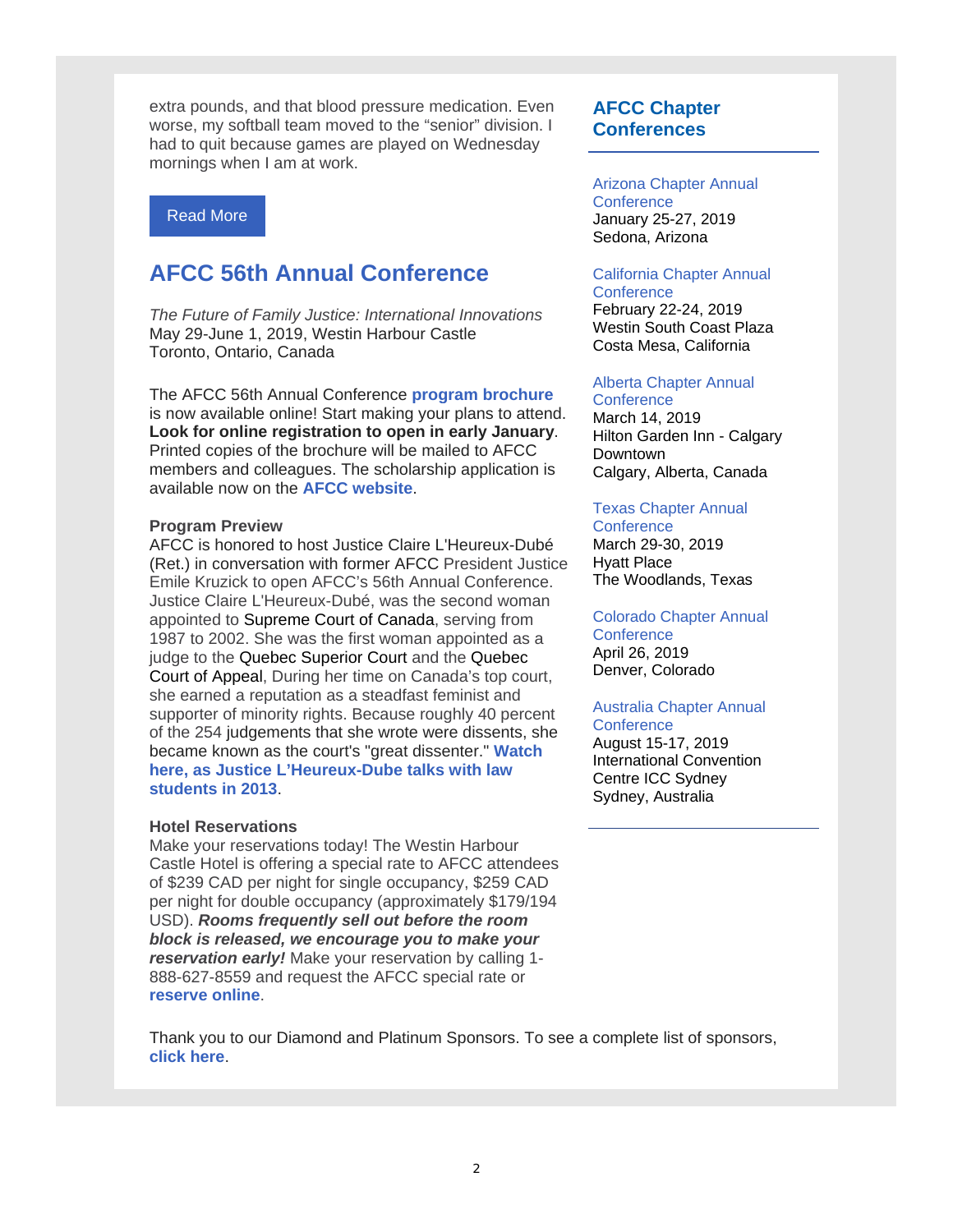extra pounds, and that blood pressure medication. Even worse, my softball team moved to the "senior" division. I had to quit because games are played on Wednesday mornings when I am at work.

Read More

## AFCC 56th Annual Conference

*The Future of Family Justice: International Innovations*
May 29-June 1, 2019, Westin Harbour Castle
Toronto, Ontario, Canada

The AFCC 56th Annual Conference **program brochure** is now available online! Start making your plans to attend. **Look for online registration to open in early January**. Printed copies of the brochure will be mailed to AFCC members and colleagues. The scholarship application is available now on the **AFCC website**.

**Program Preview**
AFCC is honored to host Justice Claire L'Heureux-Dubé (Ret.) in conversation with former AFCC President Justice Emile Kruzick to open AFCC's 56th Annual Conference. Justice Claire L'Heureux-Dubé, was the second woman appointed to Supreme Court of Canada, serving from 1987 to 2002. She was the first woman appointed as a judge to the Quebec Superior Court and the Quebec Court of Appeal, During her time on Canada's top court, she earned a reputation as a steadfast feminist and supporter of minority rights. Because roughly 40 percent of the 254 judgements that she wrote were dissents, she became known as the court's "great dissenter." **Watch here, as Justice L'Heureux-Dube talks with law students in 2013**.

**Hotel Reservations**
Make your reservations today! The Westin Harbour Castle Hotel is offering a special rate to AFCC attendees of $239 CAD per night for single occupancy, $259 CAD per night for double occupancy (approximately $179/194 USD). ***Rooms frequently sell out before the room block is released, we encourage you to make your reservation early!*** Make your reservation by calling 1-888-627-8559 and request the AFCC special rate or **reserve online**.

## AFCC Chapter Conferences

Arizona Chapter Annual Conference
January 25-27, 2019
Sedona, Arizona

California Chapter Annual Conference
February 22-24, 2019
Westin South Coast Plaza
Costa Mesa, California

Alberta Chapter Annual Conference
March 14, 2019
Hilton Garden Inn - Calgary Downtown
Calgary, Alberta, Canada

Texas Chapter Annual Conference
March 29-30, 2019
Hyatt Place
The Woodlands, Texas

Colorado Chapter Annual Conference
April 26, 2019
Denver, Colorado

Australia Chapter Annual Conference
August 15-17, 2019
International Convention Centre ICC Sydney
Sydney, Australia

Thank you to our Diamond and Platinum Sponsors. To see a complete list of sponsors, **click here**.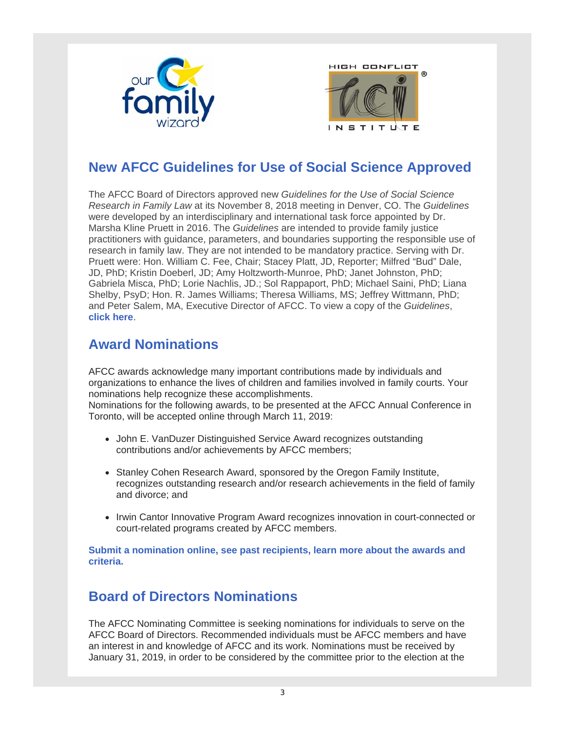## New AFCC Guidelines for Use of Social Science Approved

The AFCC Board of Directors approved new *Guidelines for the Use of Social Science Research in Family Law* at its November 8, 2018 meeting in Denver, CO. The *Guidelines* were developed by an interdisciplinary and international task force appointed by Dr. Marsha Kline Pruett in 2016. The *Guidelines* are intended to provide family justice practitioners with guidance, parameters, and boundaries supporting the responsible use of research in family law. They are not intended to be mandatory practice. Serving with Dr. Pruett were: Hon. William C. Fee, Chair; Stacey Platt, JD, Reporter; Milfred "Bud" Dale, JD, PhD; Kristin Doeberl, JD; Amy Holtzworth-Munroe, PhD; Janet Johnston, PhD; Gabriela Misca, PhD; Lorie Nachlis, JD.; Sol Rappaport, PhD; Michael Saini, PhD; Liana Shelby, PsyD; Hon. R. James Williams; Theresa Williams, MS; Jeffrey Wittmann, PhD; and Peter Salem, MA, Executive Director of AFCC. To view a copy of the *Guidelines*, **click here**.

## Award Nominations

AFCC awards acknowledge many important contributions made by individuals and organizations to enhance the lives of children and families involved in family courts. Your nominations help recognize these accomplishments.
Nominations for the following awards, to be presented at the AFCC Annual Conference in Toronto, will be accepted online through March 11, 2019:

- John E. VanDuzer Distinguished Service Award recognizes outstanding contributions and/or achievements by AFCC members;
- Stanley Cohen Research Award, sponsored by the Oregon Family Institute, recognizes outstanding research and/or research achievements in the field of family and divorce; and
- Irwin Cantor Innovative Program Award recognizes innovation in court-connected or court-related programs created by AFCC members.

**Submit a nomination online, see past recipients, learn more about the awards and criteria.**

## Board of Directors Nominations

The AFCC Nominating Committee is seeking nominations for individuals to serve on the AFCC Board of Directors. Recommended individuals must be AFCC members and have an interest in and knowledge of AFCC and its work. Nominations must be received by January 31, 2019, in order to be considered by the committee prior to the election at the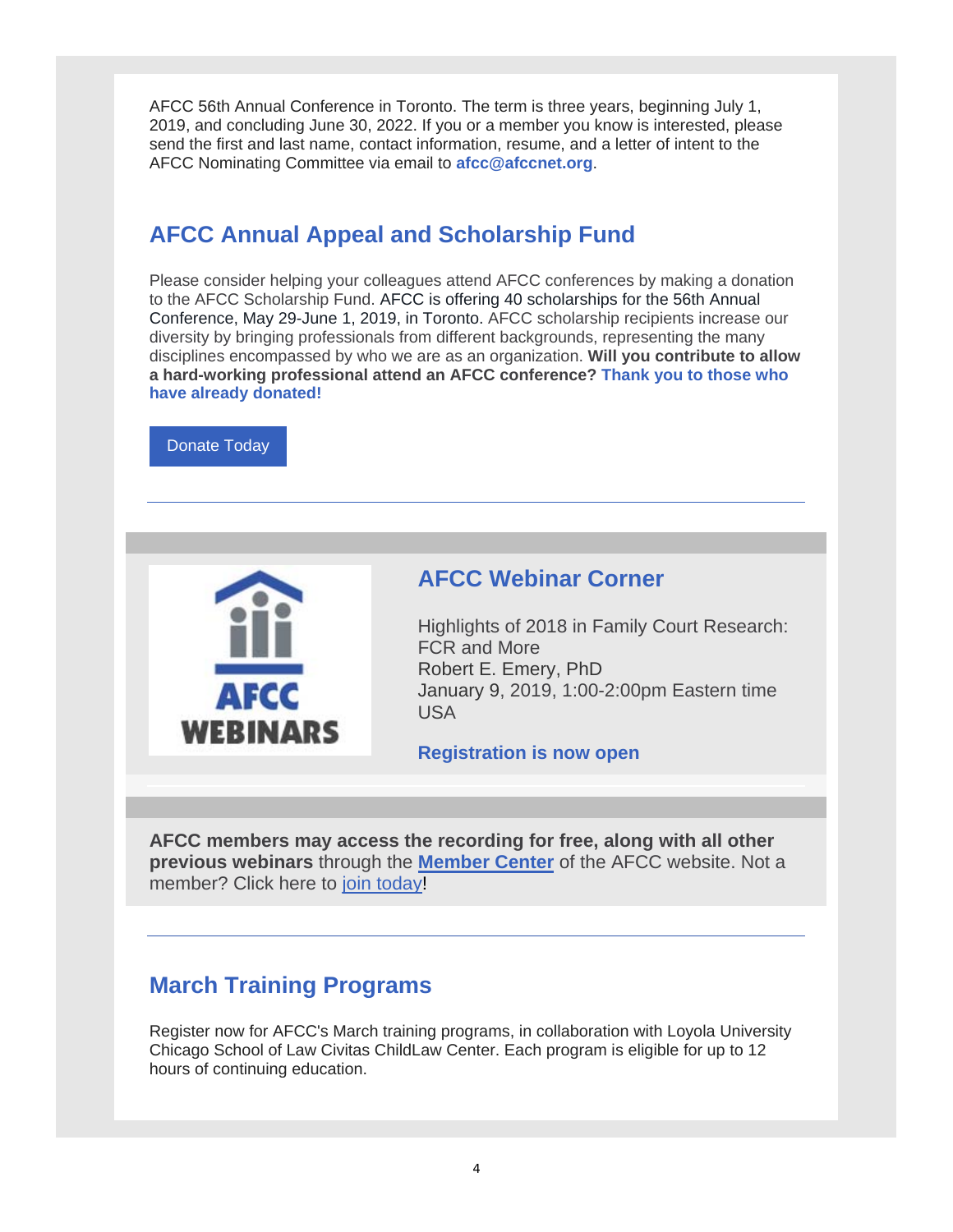AFCC 56th Annual Conference in Toronto. The term is three years, beginning July 1, 2019, and concluding June 30, 2022. If you or a member you know is interested, please send the first and last name, contact information, resume, and a letter of intent to the AFCC Nominating Committee via email to **afcc@afccnet.org**.

## AFCC Annual Appeal and Scholarship Fund

Please consider helping your colleagues attend AFCC conferences by making a donation to the AFCC Scholarship Fund. AFCC is offering 40 scholarships for the 56th Annual Conference, May 29-June 1, 2019, in Toronto. AFCC scholarship recipients increase our diversity by bringing professionals from different backgrounds, representing the many disciplines encompassed by who we are as an organization. **Will you contribute to allow a hard-working professional attend an AFCC conference? Thank you to those who have already donated!**

Donate Today

---

AFCC WEBINARS

## AFCC Webinar Corner

Highlights of 2018 in Family Court Research: FCR and More
Robert E. Emery, PhD
January 9, 2019, 1:00-2:00pm Eastern time USA

**Registration is now open**

**AFCC members may access the recording for free, along with all other previous webinars** through the **Member Center** of the AFCC website. Not a member? Click here to join today!

---

## March Training Programs

Register now for AFCC's March training programs, in collaboration with Loyola University Chicago School of Law Civitas ChildLaw Center. Each program is eligible for up to 12 hours of continuing education.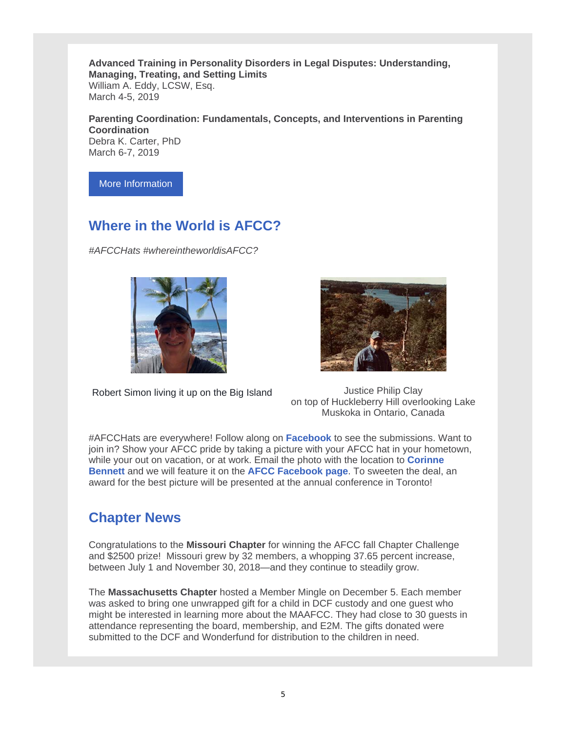**Advanced Training in Personality Disorders in Legal Disputes: Understanding, Managing, Treating, and Setting Limits**
William A. Eddy, LCSW, Esq.
March 4-5, 2019

**Parenting Coordination: Fundamentals, Concepts, and Interventions in Parenting Coordination**
Debra K. Carter, PhD
March 6-7, 2019

More Information

## Where in the World is AFCC?

*#AFCCHats #whereintheworldisAFCC?*

Robert Simon living it up on the Big Island

Justice Philip Clay on top of Huckleberry Hill overlooking Lake Muskoka in Ontario, Canada

#AFCCHats are everywhere! Follow along on **Facebook** to see the submissions. Want to join in? Show your AFCC pride by taking a picture with your AFCC hat in your hometown, while your out on vacation, or at work. Email the photo with the location to **Corinne Bennett** and we will feature it on the **AFCC Facebook page**. To sweeten the deal, an award for the best picture will be presented at the annual conference in Toronto!

## Chapter News

Congratulations to the **Missouri Chapter** for winning the AFCC fall Chapter Challenge and $2500 prize! Missouri grew by 32 members, a whopping 37.65 percent increase, between July 1 and November 30, 2018—and they continue to steadily grow.

The **Massachusetts Chapter** hosted a Member Mingle on December 5. Each member was asked to bring one unwrapped gift for a child in DCF custody and one guest who might be interested in learning more about the MAAFCC. They had close to 30 guests in attendance representing the board, membership, and E2M. The gifts donated were submitted to the DCF and Wonderfund for distribution to the children in need.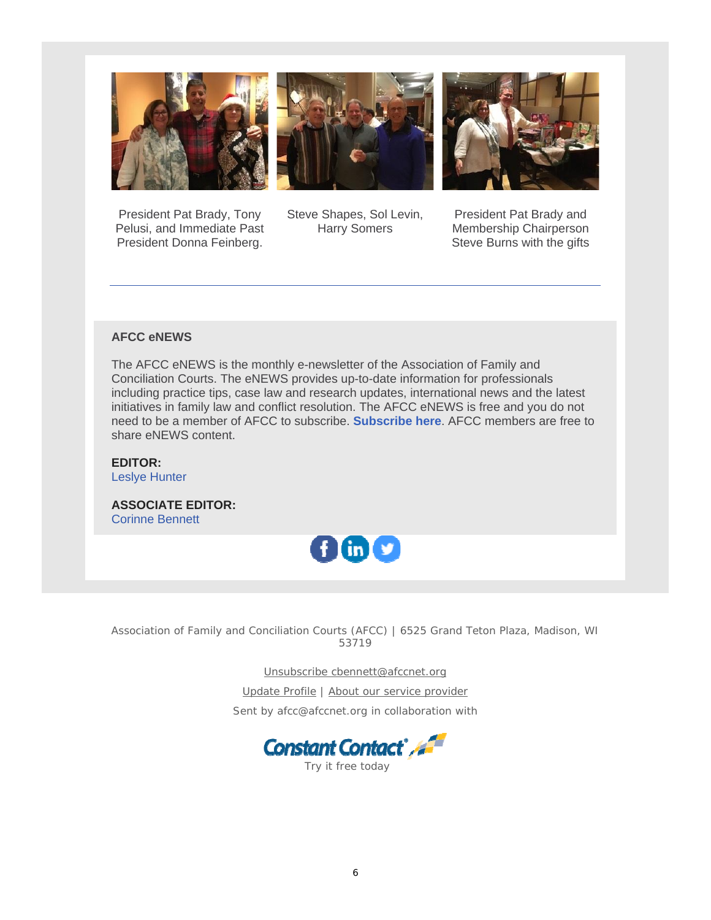President Pat Brady, Tony Pelusi, and Immediate Past President Donna Feinberg.

Steve Shapes, Sol Levin, Harry Somers

President Pat Brady and Membership Chairperson Steve Burns with the gifts

---

**AFCC eNEWS**

The AFCC eNEWS is the monthly e-newsletter of the Association of Family and Conciliation Courts. The eNEWS provides up-to-date information for professionals including practice tips, case law and research updates, international news and the latest initiatives in family law and conflict resolution. The AFCC eNEWS is free and you do not need to be a member of AFCC to subscribe. **Subscribe here**. AFCC members are free to share eNEWS content.

**EDITOR:**
Leslye Hunter

**ASSOCIATE EDITOR:**
Corinne Bennett

Association of Family and Conciliation Courts (AFCC) | 6525 Grand Teton Plaza, Madison, WI 53719

Unsubscribe cbennett@afccnet.org

Update Profile | About our service provider

Sent by afcc@afccnet.org in collaboration with

Constant Contact

Try it free today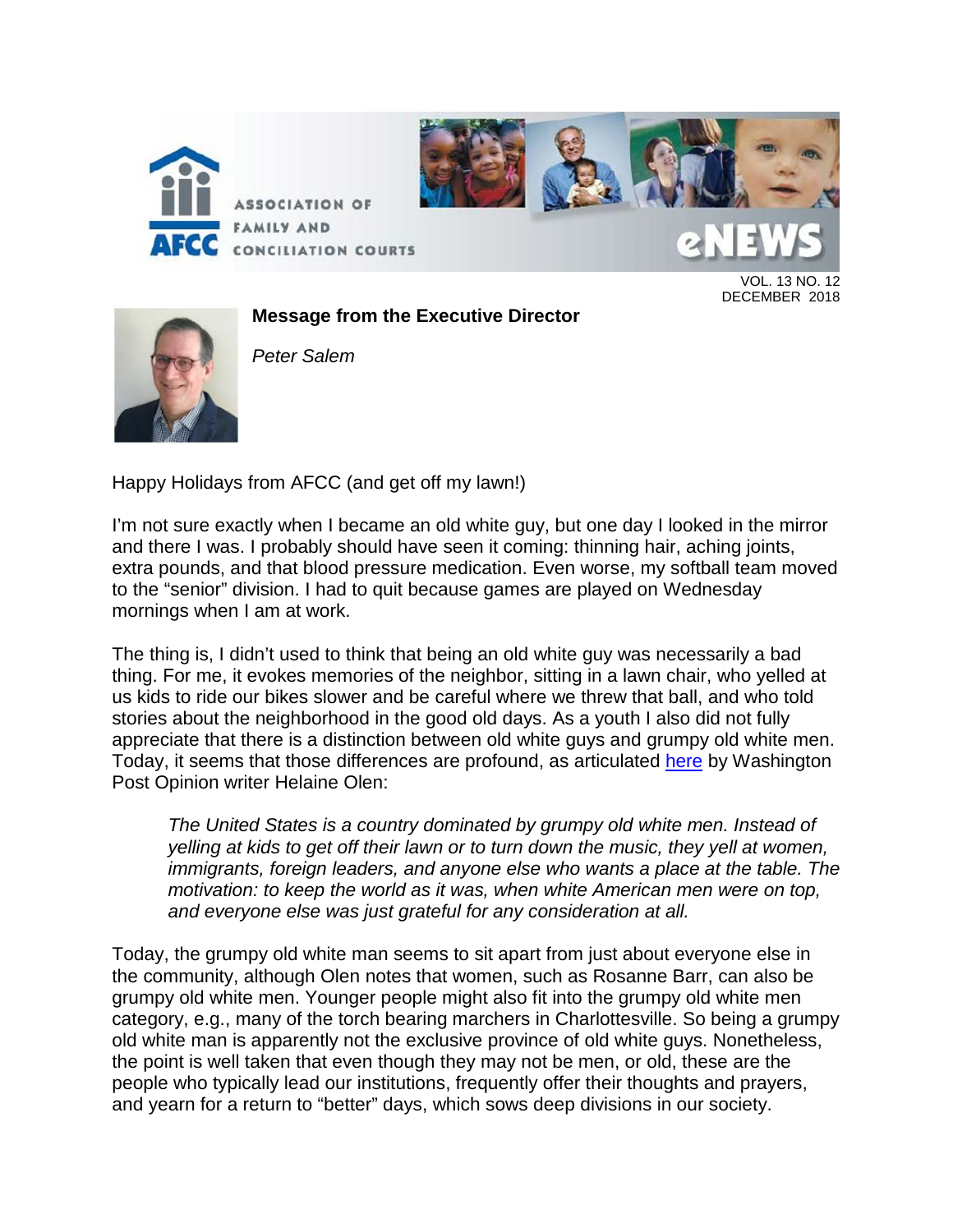ASSOCIATION OF FAMILY AND CONCILIATION COURTS

eNEWS

VOL. 13 NO. 12
DECEMBER 2018

### Message from the Executive Director

*Peter Salem*

Happy Holidays from AFCC (and get off my lawn!)

I'm not sure exactly when I became an old white guy, but one day I looked in the mirror and there I was. I probably should have seen it coming: thinning hair, aching joints, extra pounds, and that blood pressure medication. Even worse, my softball team moved to the "senior" division. I had to quit because games are played on Wednesday mornings when I am at work.

The thing is, I didn't used to think that being an old white guy was necessarily a bad thing. For me, it evokes memories of the neighbor, sitting in a lawn chair, who yelled at us kids to ride our bikes slower and be careful where we threw that ball, and who told stories about the neighborhood in the good old days. As a youth I also did not fully appreciate that there is a distinction between old white guys and grumpy old white men. Today, it seems that those differences are profound, as articulated here by Washington Post Opinion writer Helaine Olen:

> *The United States is a country dominated by grumpy old white men. Instead of yelling at kids to get off their lawn or to turn down the music, they yell at women, immigrants, foreign leaders, and anyone else who wants a place at the table. The motivation: to keep the world as it was, when white American men were on top, and everyone else was just grateful for any consideration at all.*

Today, the grumpy old white man seems to sit apart from just about everyone else in the community, although Olen notes that women, such as Rosanne Barr, can also be grumpy old white men. Younger people might also fit into the grumpy old white men category, e.g., many of the torch bearing marchers in Charlottesville. So being a grumpy old white man is apparently not the exclusive province of old white guys. Nonetheless, the point is well taken that even though they may not be men, or old, these are the people who typically lead our institutions, frequently offer their thoughts and prayers, and yearn for a return to "better" days, which sows deep divisions in our society.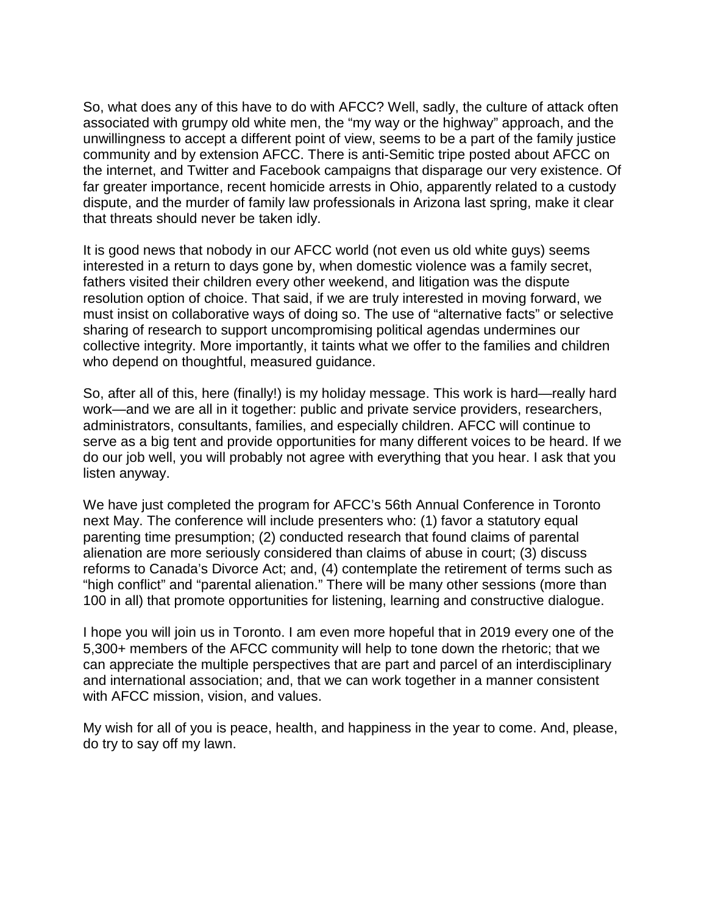So, what does any of this have to do with AFCC? Well, sadly, the culture of attack often associated with grumpy old white men, the "my way or the highway" approach, and the unwillingness to accept a different point of view, seems to be a part of the family justice community and by extension AFCC. There is anti-Semitic tripe posted about AFCC on the internet, and Twitter and Facebook campaigns that disparage our very existence. Of far greater importance, recent homicide arrests in Ohio, apparently related to a custody dispute, and the murder of family law professionals in Arizona last spring, make it clear that threats should never be taken idly.

It is good news that nobody in our AFCC world (not even us old white guys) seems interested in a return to days gone by, when domestic violence was a family secret, fathers visited their children every other weekend, and litigation was the dispute resolution option of choice. That said, if we are truly interested in moving forward, we must insist on collaborative ways of doing so. The use of "alternative facts" or selective sharing of research to support uncompromising political agendas undermines our collective integrity. More importantly, it taints what we offer to the families and children who depend on thoughtful, measured guidance.

So, after all of this, here (finally!) is my holiday message. This work is hard—really hard work—and we are all in it together: public and private service providers, researchers, administrators, consultants, families, and especially children. AFCC will continue to serve as a big tent and provide opportunities for many different voices to be heard. If we do our job well, you will probably not agree with everything that you hear. I ask that you listen anyway.

We have just completed the program for AFCC's 56th Annual Conference in Toronto next May. The conference will include presenters who: (1) favor a statutory equal parenting time presumption; (2) conducted research that found claims of parental alienation are more seriously considered than claims of abuse in court; (3) discuss reforms to Canada's Divorce Act; and, (4) contemplate the retirement of terms such as "high conflict" and "parental alienation." There will be many other sessions (more than 100 in all) that promote opportunities for listening, learning and constructive dialogue.

I hope you will join us in Toronto. I am even more hopeful that in 2019 every one of the 5,300+ members of the AFCC community will help to tone down the rhetoric; that we can appreciate the multiple perspectives that are part and parcel of an interdisciplinary and international association; and, that we can work together in a manner consistent with AFCC mission, vision, and values.

My wish for all of you is peace, health, and happiness in the year to come. And, please, do try to say off my lawn.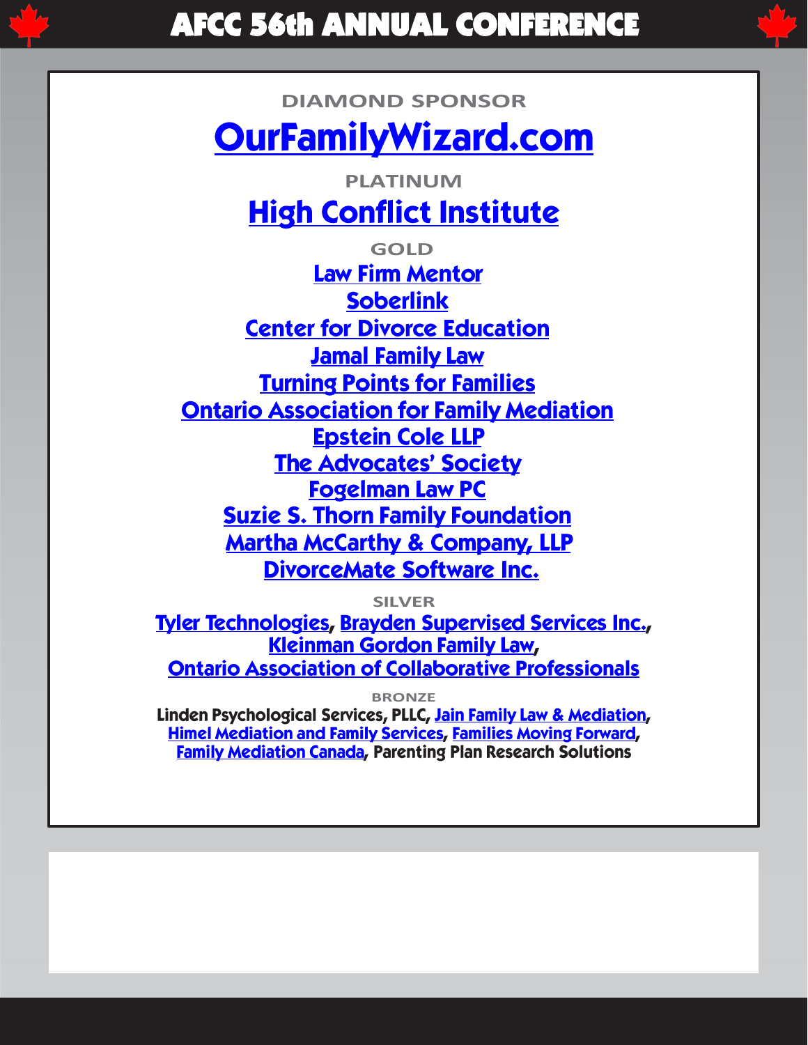## DIAMOND SPONSOR

# OurFamilyWizard.com

## PLATINUM

# High Conflict Institute

## GOLD

Law Firm Mentor
Soberlink
Center for Divorce Education
Jamal Family Law
Turning Points for Families
Ontario Association for Family Mediation
Epstein Cole LLP
The Advocates' Society
Fogelman Law PC
Suzie S. Thorn Family Foundation
Martha McCarthy & Company, LLP
DivorceMate Software Inc.

## SILVER

Tyler Technologies, Brayden Supervised Services Inc., Kleinman Gordon Family Law, Ontario Association of Collaborative Professionals

## BRONZE

Linden Psychological Services, PLLC, Jain Family Law & Mediation, Himel Mediation and Family Services, Families Moving Forward, Family Mediation Canada, Parenting Plan Research Solutions